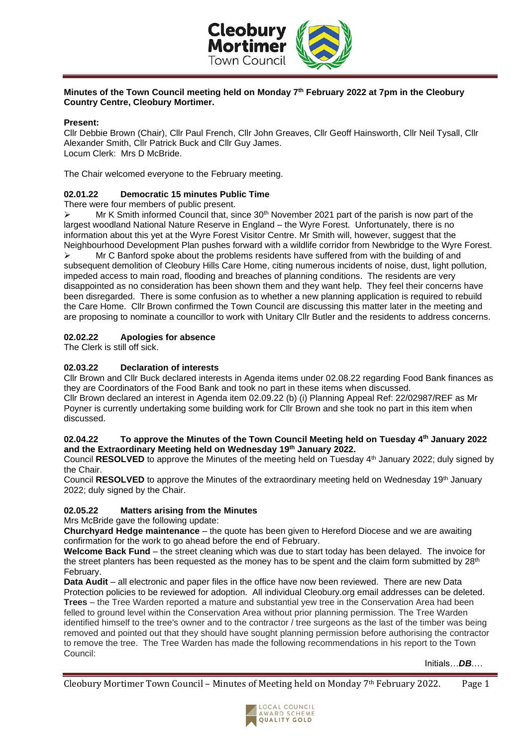**Minutes of the Town Council meeting held on Monday 7th February 2022 at 7pm in the Cleobury Country Centre, Cleobury Mortimer.**

**Present:**
Cllr Debbie Brown (Chair), Cllr Paul French, Cllr John Greaves, Cllr Geoff Hainsworth, Cllr Neil Tysall, Cllr Alexander Smith, Cllr Patrick Buck and Cllr Guy James.
Locum Clerk: Mrs D McBride.

The Chair welcomed everyone to the February meeting.

### 02.01.22 Democratic 15 minutes Public Time

There were four members of public present.

- Mr K Smith informed Council that, since 30th November 2021 part of the parish is now part of the largest woodland National Nature Reserve in England – the Wyre Forest. Unfortunately, there is no information about this yet at the Wyre Forest Visitor Centre. Mr Smith will, however, suggest that the Neighbourhood Development Plan pushes forward with a wildlife corridor from Newbridge to the Wyre Forest.
- Mr C Banford spoke about the problems residents have suffered from with the building of and subsequent demolition of Cleobury Hills Care Home, citing numerous incidents of noise, dust, light pollution, impeded access to main road, flooding and breaches of planning conditions. The residents are very disappointed as no consideration has been shown them and they want help. They feel their concerns have been disregarded. There is some confusion as to whether a new planning application is required to rebuild the Care Home. Cllr Brown confirmed the Town Council are discussing this matter later in the meeting and are proposing to nominate a councillor to work with Unitary Cllr Butler and the residents to address concerns.

### 02.02.22 Apologies for absence

The Clerk is still off sick.

### 02.03.22 Declaration of interests

Cllr Brown and Cllr Buck declared interests in Agenda items under 02.08.22 regarding Food Bank finances as they are Coordinators of the Food Bank and took no part in these items when discussed.
Cllr Brown declared an interest in Agenda item 02.09.22 (b) (i) Planning Appeal Ref: 22/02987/REF as Mr Poyner is currently undertaking some building work for Cllr Brown and she took no part in this item when discussed.

### 02.04.22 To approve the Minutes of the Town Council Meeting held on Tuesday 4th January 2022 and the Extraordinary Meeting held on Wednesday 19th January 2022.

Council **RESOLVED** to approve the Minutes of the meeting held on Tuesday 4th January 2022; duly signed by the Chair.
Council **RESOLVED** to approve the Minutes of the extraordinary meeting held on Wednesday 19th January 2022; duly signed by the Chair.

### 02.05.22 Matters arising from the Minutes

Mrs McBride gave the following update:

**Churchyard Hedge maintenance** – the quote has been given to Hereford Diocese and we are awaiting confirmation for the work to go ahead before the end of February.

**Welcome Back Fund** – the street cleaning which was due to start today has been delayed. The invoice for the street planters has been requested as the money has to be spent and the claim form submitted by 28th February.

**Data Audit** – all electronic and paper files in the office have now been reviewed. There are new Data Protection policies to be reviewed for adoption. All individual Cleobury.org email addresses can be deleted.

**Trees** – the Tree Warden reported a mature and substantial yew tree in the Conservation Area had been felled to ground level within the Conservation Area without prior planning permission. The Tree Warden identified himself to the tree's owner and to the contractor / tree surgeons as the last of the timber was being removed and pointed out that they should have sought planning permission before authorising the contractor to remove the tree. The Tree Warden has made the following recommendations in his report to the Town Council:

Initials…*DB*….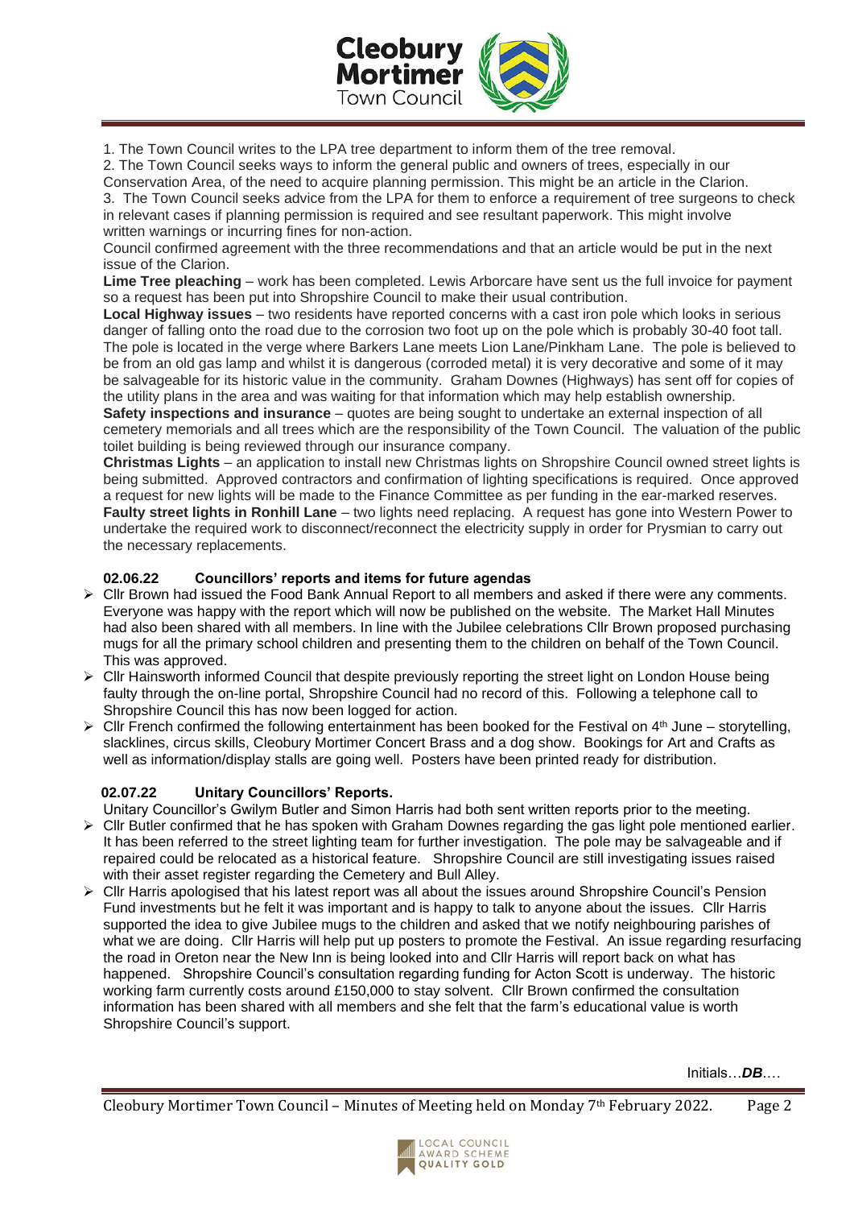1. The Town Council writes to the LPA tree department to inform them of the tree removal.
2. The Town Council seeks ways to inform the general public and owners of trees, especially in our Conservation Area, of the need to acquire planning permission. This might be an article in the Clarion.
3. The Town Council seeks advice from the LPA for them to enforce a requirement of tree surgeons to check in relevant cases if planning permission is required and see resultant paperwork. This might involve written warnings or incurring fines for non-action.

Council confirmed agreement with the three recommendations and that an article would be put in the next issue of the Clarion.

**Lime Tree pleaching** – work has been completed. Lewis Arborcare have sent us the full invoice for payment so a request has been put into Shropshire Council to make their usual contribution.

**Local Highway issues** – two residents have reported concerns with a cast iron pole which looks in serious danger of falling onto the road due to the corrosion two foot up on the pole which is probably 30-40 foot tall. The pole is located in the verge where Barkers Lane meets Lion Lane/Pinkham Lane. The pole is believed to be from an old gas lamp and whilst it is dangerous (corroded metal) it is very decorative and some of it may be salvageable for its historic value in the community. Graham Downes (Highways) has sent off for copies of the utility plans in the area and was waiting for that information which may help establish ownership.

**Safety inspections and insurance** – quotes are being sought to undertake an external inspection of all cemetery memorials and all trees which are the responsibility of the Town Council. The valuation of the public toilet building is being reviewed through our insurance company.

**Christmas Lights** – an application to install new Christmas lights on Shropshire Council owned street lights is being submitted. Approved contractors and confirmation of lighting specifications is required. Once approved a request for new lights will be made to the Finance Committee as per funding in the ear-marked reserves.

**Faulty street lights in Ronhill Lane** – two lights need replacing. A request has gone into Western Power to undertake the required work to disconnect/reconnect the electricity supply in order for Prysmian to carry out the necessary replacements.

### 02.06.22 Councillors' reports and items for future agendas

- Cllr Brown had issued the Food Bank Annual Report to all members and asked if there were any comments. Everyone was happy with the report which will now be published on the website. The Market Hall Minutes had also been shared with all members. In line with the Jubilee celebrations Cllr Brown proposed purchasing mugs for all the primary school children and presenting them to the children on behalf of the Town Council. This was approved.
- Cllr Hainsworth informed Council that despite previously reporting the street light on London House being faulty through the on-line portal, Shropshire Council had no record of this. Following a telephone call to Shropshire Council this has now been logged for action.
- Cllr French confirmed the following entertainment has been booked for the Festival on 4th June – storytelling, slacklines, circus skills, Cleobury Mortimer Concert Brass and a dog show. Bookings for Art and Crafts as well as information/display stalls are going well. Posters have been printed ready for distribution.

### 02.07.22 Unitary Councillors' Reports.

Unitary Councillor's Gwilym Butler and Simon Harris had both sent written reports prior to the meeting.

- Cllr Butler confirmed that he has spoken with Graham Downes regarding the gas light pole mentioned earlier. It has been referred to the street lighting team for further investigation. The pole may be salvageable and if repaired could be relocated as a historical feature. Shropshire Council are still investigating issues raised with their asset register regarding the Cemetery and Bull Alley.
- Cllr Harris apologised that his latest report was all about the issues around Shropshire Council's Pension Fund investments but he felt it was important and is happy to talk to anyone about the issues. Cllr Harris supported the idea to give Jubilee mugs to the children and asked that we notify neighbouring parishes of what we are doing. Cllr Harris will help put up posters to promote the Festival. An issue regarding resurfacing the road in Oreton near the New Inn is being looked into and Cllr Harris will report back on what has happened. Shropshire Council's consultation regarding funding for Acton Scott is underway. The historic working farm currently costs around £150,000 to stay solvent. Cllr Brown confirmed the consultation information has been shared with all members and she felt that the farm's educational value is worth Shropshire Council's support.

Initials…***DB***….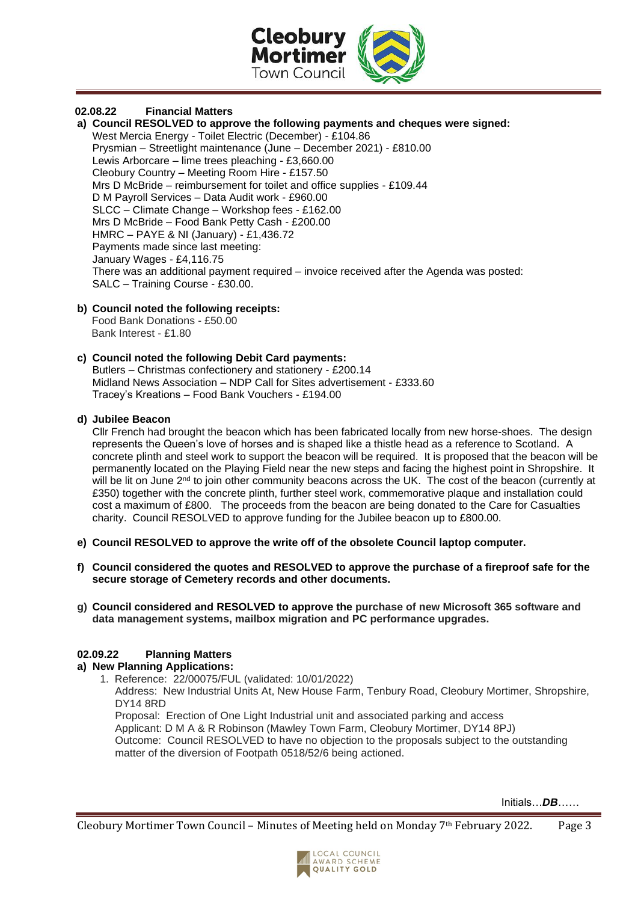## 02.08.22 Financial Matters

**a) Council RESOLVED to approve the following payments and cheques were signed:**

West Mercia Energy - Toilet Electric (December) - £104.86
Prysmian – Streetlight maintenance (June – December 2021) - £810.00
Lewis Arborcare – lime trees pleaching - £3,660.00
Cleobury Country – Meeting Room Hire - £157.50
Mrs D McBride – reimbursement for toilet and office supplies - £109.44
D M Payroll Services – Data Audit work - £960.00
SLCC – Climate Change – Workshop fees - £162.00
Mrs D McBride – Food Bank Petty Cash - £200.00
HMRC – PAYE & NI (January) - £1,436.72
Payments made since last meeting:
January Wages - £4,116.75
There was an additional payment required – invoice received after the Agenda was posted:
SALC – Training Course - £30.00.

**b) Council noted the following receipts:**

Food Bank Donations - £50.00
Bank Interest - £1.80

**c) Council noted the following Debit Card payments:**

Butlers – Christmas confectionery and stationery - £200.14
Midland News Association – NDP Call for Sites advertisement - £333.60
Tracey's Kreations – Food Bank Vouchers - £194.00

**d) Jubilee Beacon**

Cllr French had brought the beacon which has been fabricated locally from new horse-shoes. The design represents the Queen's love of horses and is shaped like a thistle head as a reference to Scotland. A concrete plinth and steel work to support the beacon will be required. It is proposed that the beacon will be permanently located on the Playing Field near the new steps and facing the highest point in Shropshire. It will be lit on June 2nd to join other community beacons across the UK. The cost of the beacon (currently at £350) together with the concrete plinth, further steel work, commemorative plaque and installation could cost a maximum of £800. The proceeds from the beacon are being donated to the Care for Casualties charity. Council RESOLVED to approve funding for the Jubilee beacon up to £800.00.

**e) Council RESOLVED to approve the write off of the obsolete Council laptop computer.**

**f) Council considered the quotes and RESOLVED to approve the purchase of a fireproof safe for the secure storage of Cemetery records and other documents.**

**g) Council considered and RESOLVED to approve the purchase of new Microsoft 365 software and data management systems, mailbox migration and PC performance upgrades.**

## 02.09.22 Planning Matters

**a) New Planning Applications:**

1. Reference: 22/00075/FUL (validated: 10/01/2022)
   Address: New Industrial Units At, New House Farm, Tenbury Road, Cleobury Mortimer, Shropshire, DY14 8RD
   Proposal: Erection of One Light Industrial unit and associated parking and access
   Applicant: D M A & R Robinson (Mawley Town Farm, Cleobury Mortimer, DY14 8PJ)
   Outcome: Council RESOLVED to have no objection to the proposals subject to the outstanding matter of the diversion of Footpath 0518/52/6 being actioned.

Initials…***DB***……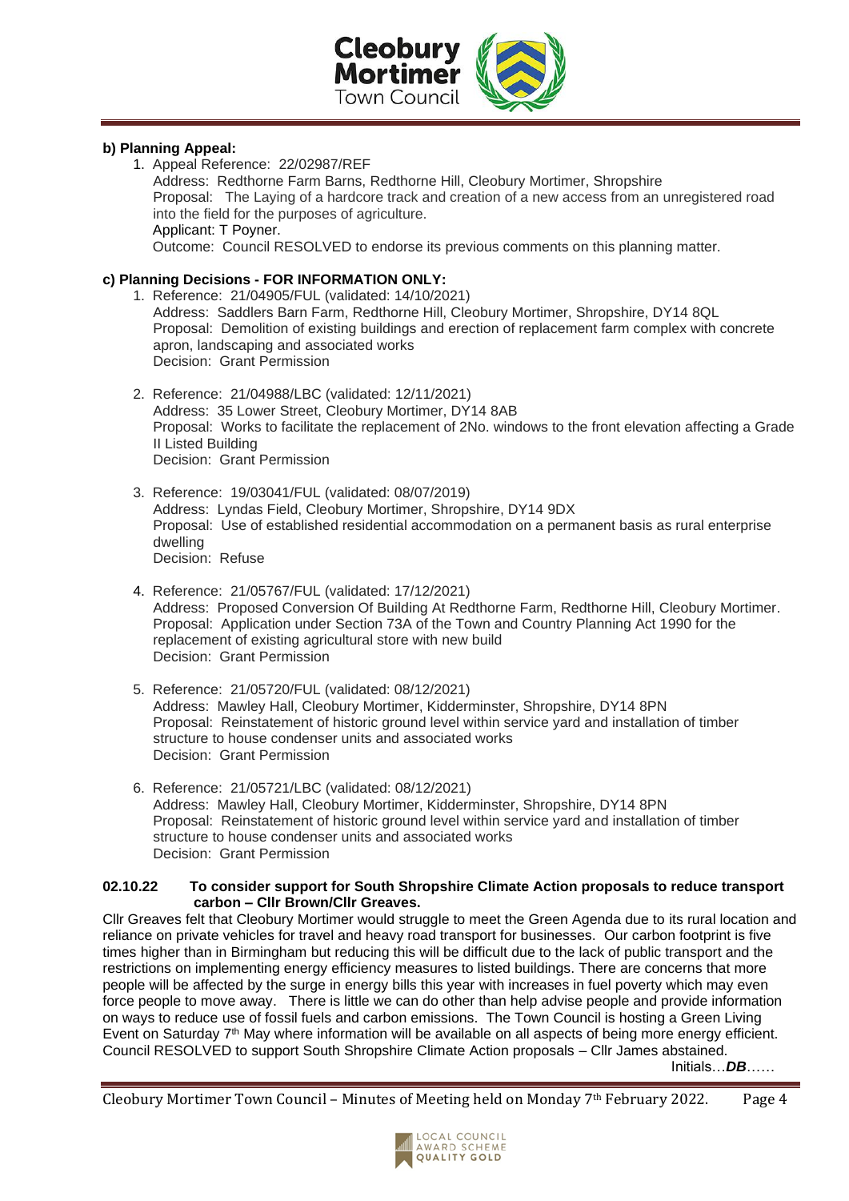**b) Planning Appeal:**

1. Appeal Reference: 22/02987/REF
   Address: Redthorne Farm Barns, Redthorne Hill, Cleobury Mortimer, Shropshire
   Proposal: The Laying of a hardcore track and creation of a new access from an unregistered road into the field for the purposes of agriculture.
   Applicant: T Poyner.
   Outcome: Council RESOLVED to endorse its previous comments on this planning matter.

**c) Planning Decisions - FOR INFORMATION ONLY:**

1. Reference: 21/04905/FUL (validated: 14/10/2021)
   Address: Saddlers Barn Farm, Redthorne Hill, Cleobury Mortimer, Shropshire, DY14 8QL
   Proposal: Demolition of existing buildings and erection of replacement farm complex with concrete apron, landscaping and associated works
   Decision: Grant Permission

2. Reference: 21/04988/LBC (validated: 12/11/2021)
   Address: 35 Lower Street, Cleobury Mortimer, DY14 8AB
   Proposal: Works to facilitate the replacement of 2No. windows to the front elevation affecting a Grade II Listed Building
   Decision: Grant Permission

3. Reference: 19/03041/FUL (validated: 08/07/2019)
   Address: Lyndas Field, Cleobury Mortimer, Shropshire, DY14 9DX
   Proposal: Use of established residential accommodation on a permanent basis as rural enterprise dwelling
   Decision: Refuse

4. Reference: 21/05767/FUL (validated: 17/12/2021)
   Address: Proposed Conversion Of Building At Redthorne Farm, Redthorne Hill, Cleobury Mortimer.
   Proposal: Application under Section 73A of the Town and Country Planning Act 1990 for the replacement of existing agricultural store with new build
   Decision: Grant Permission

5. Reference: 21/05720/FUL (validated: 08/12/2021)
   Address: Mawley Hall, Cleobury Mortimer, Kidderminster, Shropshire, DY14 8PN
   Proposal: Reinstatement of historic ground level within service yard and installation of timber structure to house condenser units and associated works
   Decision: Grant Permission

6. Reference: 21/05721/LBC (validated: 08/12/2021)
   Address: Mawley Hall, Cleobury Mortimer, Kidderminster, Shropshire, DY14 8PN
   Proposal: Reinstatement of historic ground level within service yard and installation of timber structure to house condenser units and associated works
   Decision: Grant Permission

**02.10.22 To consider support for South Shropshire Climate Action proposals to reduce transport carbon – Cllr Brown/Cllr Greaves.**

Cllr Greaves felt that Cleobury Mortimer would struggle to meet the Green Agenda due to its rural location and reliance on private vehicles for travel and heavy road transport for businesses. Our carbon footprint is five times higher than in Birmingham but reducing this will be difficult due to the lack of public transport and the restrictions on implementing energy efficiency measures to listed buildings. There are concerns that more people will be affected by the surge in energy bills this year with increases in fuel poverty which may even force people to move away. There is little we can do other than help advise people and provide information on ways to reduce use of fossil fuels and carbon emissions. The Town Council is hosting a Green Living Event on Saturday 7th May where information will be available on all aspects of being more energy efficient. Council RESOLVED to support South Shropshire Climate Action proposals – Cllr James abstained.

Initials…***DB***……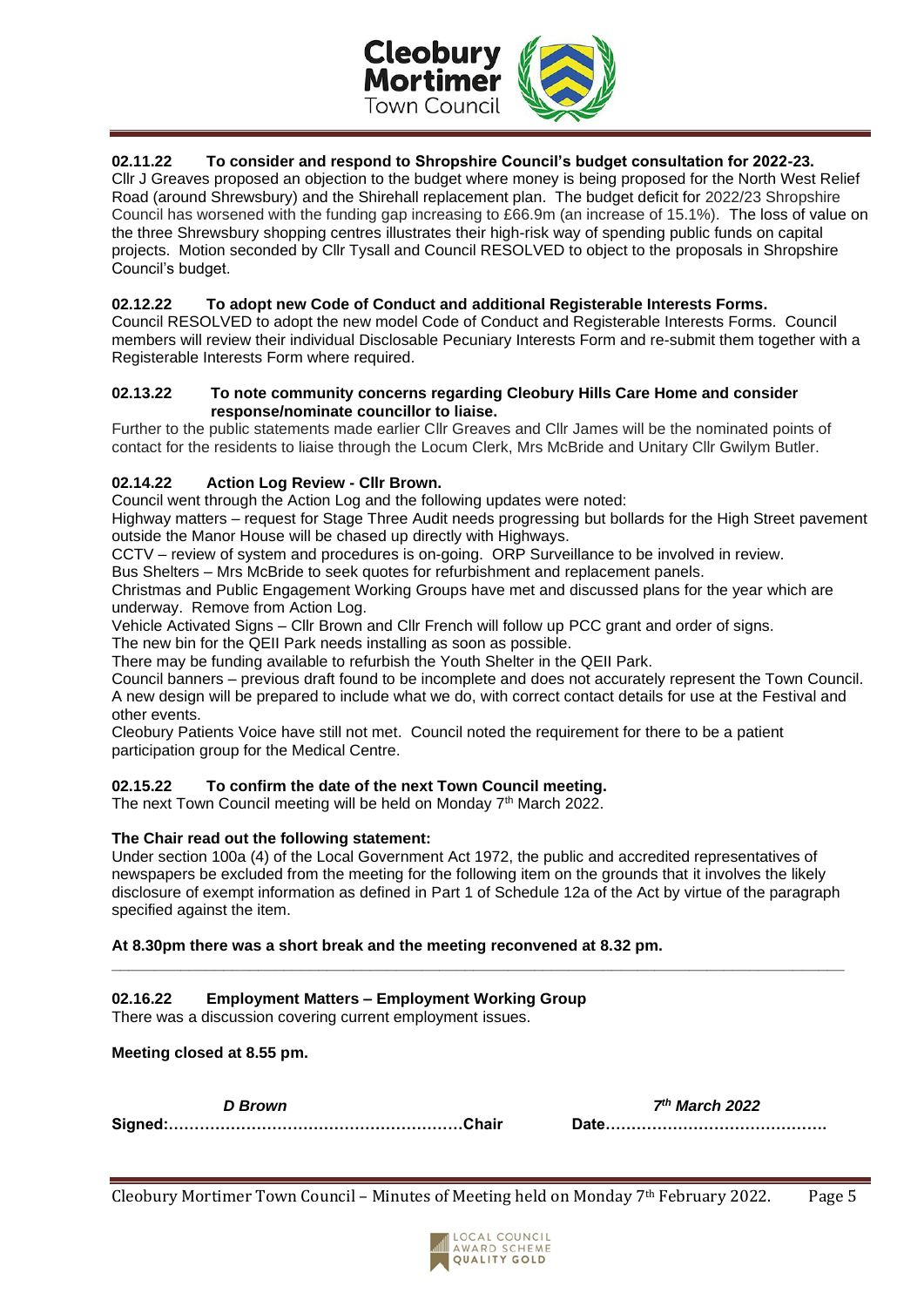**02.11.22 To consider and respond to Shropshire Council's budget consultation for 2022-23.**

Cllr J Greaves proposed an objection to the budget where money is being proposed for the North West Relief Road (around Shrewsbury) and the Shirehall replacement plan. The budget deficit for 2022/23 Shropshire Council has worsened with the funding gap increasing to £66.9m (an increase of 15.1%). The loss of value on the three Shrewsbury shopping centres illustrates their high-risk way of spending public funds on capital projects. Motion seconded by Cllr Tysall and Council RESOLVED to object to the proposals in Shropshire Council's budget.

**02.12.22 To adopt new Code of Conduct and additional Registerable Interests Forms.**

Council RESOLVED to adopt the new model Code of Conduct and Registerable Interests Forms. Council members will review their individual Disclosable Pecuniary Interests Form and re-submit them together with a Registerable Interests Form where required.

**02.13.22 To note community concerns regarding Cleobury Hills Care Home and consider response/nominate councillor to liaise.**

Further to the public statements made earlier Cllr Greaves and Cllr James will be the nominated points of contact for the residents to liaise through the Locum Clerk, Mrs McBride and Unitary Cllr Gwilym Butler.

**02.14.22 Action Log Review - Cllr Brown.**

Council went through the Action Log and the following updates were noted:

Highway matters – request for Stage Three Audit needs progressing but bollards for the High Street pavement outside the Manor House will be chased up directly with Highways.

CCTV – review of system and procedures is on-going. ORP Surveillance to be involved in review.

Bus Shelters – Mrs McBride to seek quotes for refurbishment and replacement panels.

Christmas and Public Engagement Working Groups have met and discussed plans for the year which are underway. Remove from Action Log.

Vehicle Activated Signs – Cllr Brown and Cllr French will follow up PCC grant and order of signs.

The new bin for the QEII Park needs installing as soon as possible.

There may be funding available to refurbish the Youth Shelter in the QEII Park.

Council banners – previous draft found to be incomplete and does not accurately represent the Town Council. A new design will be prepared to include what we do, with correct contact details for use at the Festival and other events.

Cleobury Patients Voice have still not met. Council noted the requirement for there to be a patient participation group for the Medical Centre.

**02.15.22 To confirm the date of the next Town Council meeting.**

The next Town Council meeting will be held on Monday 7th March 2022.

**The Chair read out the following statement:**

Under section 100a (4) of the Local Government Act 1972, the public and accredited representatives of newspapers be excluded from the meeting for the following item on the grounds that it involves the likely disclosure of exempt information as defined in Part 1 of Schedule 12a of the Act by virtue of the paragraph specified against the item.

**At 8.30pm there was a short break and the meeting reconvened at 8.32 pm.**

---

**02.16.22 Employment Matters – Employment Working Group**

There was a discussion covering current employment issues.

**Meeting closed at 8.55 pm.**

**Signed:** *D Brown* **Chair**

**Date** *7th March 2022*